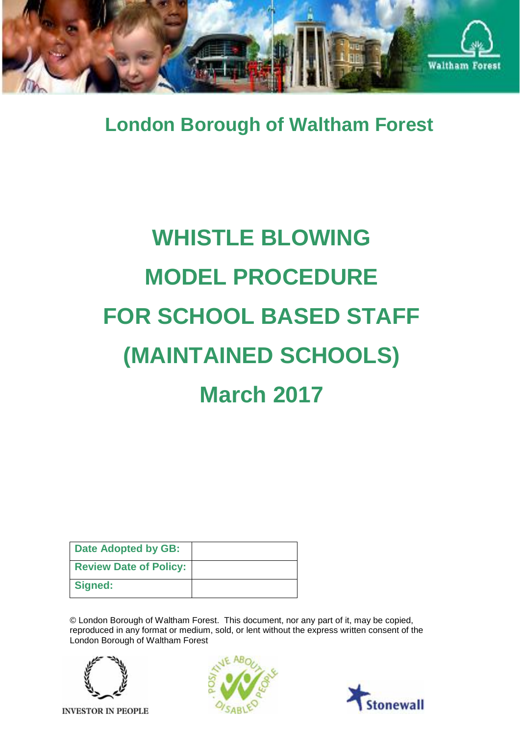## London Borough of Waltham Forest

# WHISTLE BLOWING MODEL PROCEDURE FOR SCHOOL BASED STAFF (MAINTAINED SCHOOLS) March 2017

| Date Adopted by GB: | |
|---|---|
| Review Date of Policy: | |
| Signed: | |

© London Borough of Waltham Forest. This document, nor any part of it, may be copied, reproduced in any format or medium, sold, or lent without the express written consent of the London Borough of Waltham Forest

INVESTOR IN PEOPLE

POSITIVE ABOUT DISABLED PEOPLE

Stonewall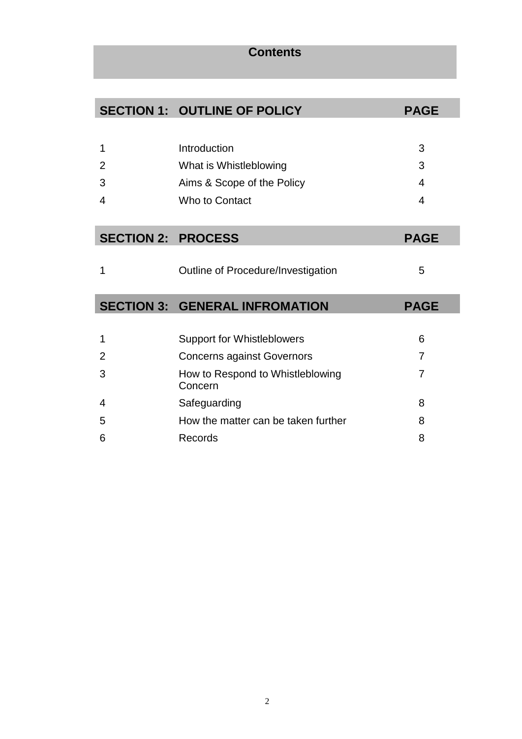# Contents

| SECTION 1: | OUTLINE OF POLICY | PAGE |
|---|---|---|
| 1 | Introduction | 3 |
| 2 | What is Whistleblowing | 3 |
| 3 | Aims & Scope of the Policy | 4 |
| 4 | Who to Contact | 4 |

| SECTION 2: | PROCESS | PAGE |
|---|---|---|
| 1 | Outline of Procedure/Investigation | 5 |

| SECTION 3: | GENERAL INFROMATION | PAGE |
|---|---|---|
| 1 | Support for Whistleblowers | 6 |
| 2 | Concerns against Governors | 7 |
| 3 | How to Respond to Whistleblowing Concern | 7 |
| 4 | Safeguarding | 8 |
| 5 | How the matter can be taken further | 8 |
| 6 | Records | 8 |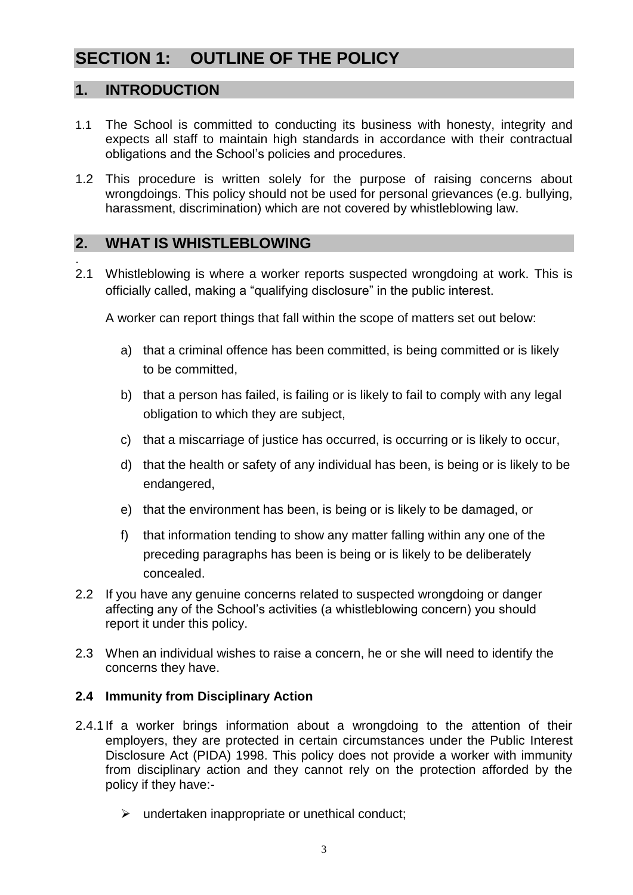# SECTION 1: OUTLINE OF THE POLICY

## 1. INTRODUCTION

1.1 The School is committed to conducting its business with honesty, integrity and expects all staff to maintain high standards in accordance with their contractual obligations and the School's policies and procedures.

1.2 This procedure is written solely for the purpose of raising concerns about wrongdoings. This policy should not be used for personal grievances (e.g. bullying, harassment, discrimination) which are not covered by whistleblowing law.

## 2. WHAT IS WHISTLEBLOWING

.
2.1 Whistleblowing is where a worker reports suspected wrongdoing at work. This is officially called, making a "qualifying disclosure" in the public interest.

A worker can report things that fall within the scope of matters set out below:

a) that a criminal offence has been committed, is being committed or is likely to be committed,

b) that a person has failed, is failing or is likely to fail to comply with any legal obligation to which they are subject,

c) that a miscarriage of justice has occurred, is occurring or is likely to occur,

d) that the health or safety of any individual has been, is being or is likely to be endangered,

e) that the environment has been, is being or is likely to be damaged, or

f) that information tending to show any matter falling within any one of the preceding paragraphs has been is being or is likely to be deliberately concealed.

2.2 If you have any genuine concerns related to suspected wrongdoing or danger affecting any of the School's activities (a whistleblowing concern) you should report it under this policy.

2.3 When an individual wishes to raise a concern, he or she will need to identify the concerns they have.

### 2.4 Immunity from Disciplinary Action

2.4.1 If a worker brings information about a wrongdoing to the attention of their employers, they are protected in certain circumstances under the Public Interest Disclosure Act (PIDA) 1998. This policy does not provide a worker with immunity from disciplinary action and they cannot rely on the protection afforded by the policy if they have:-

- undertaken inappropriate or unethical conduct;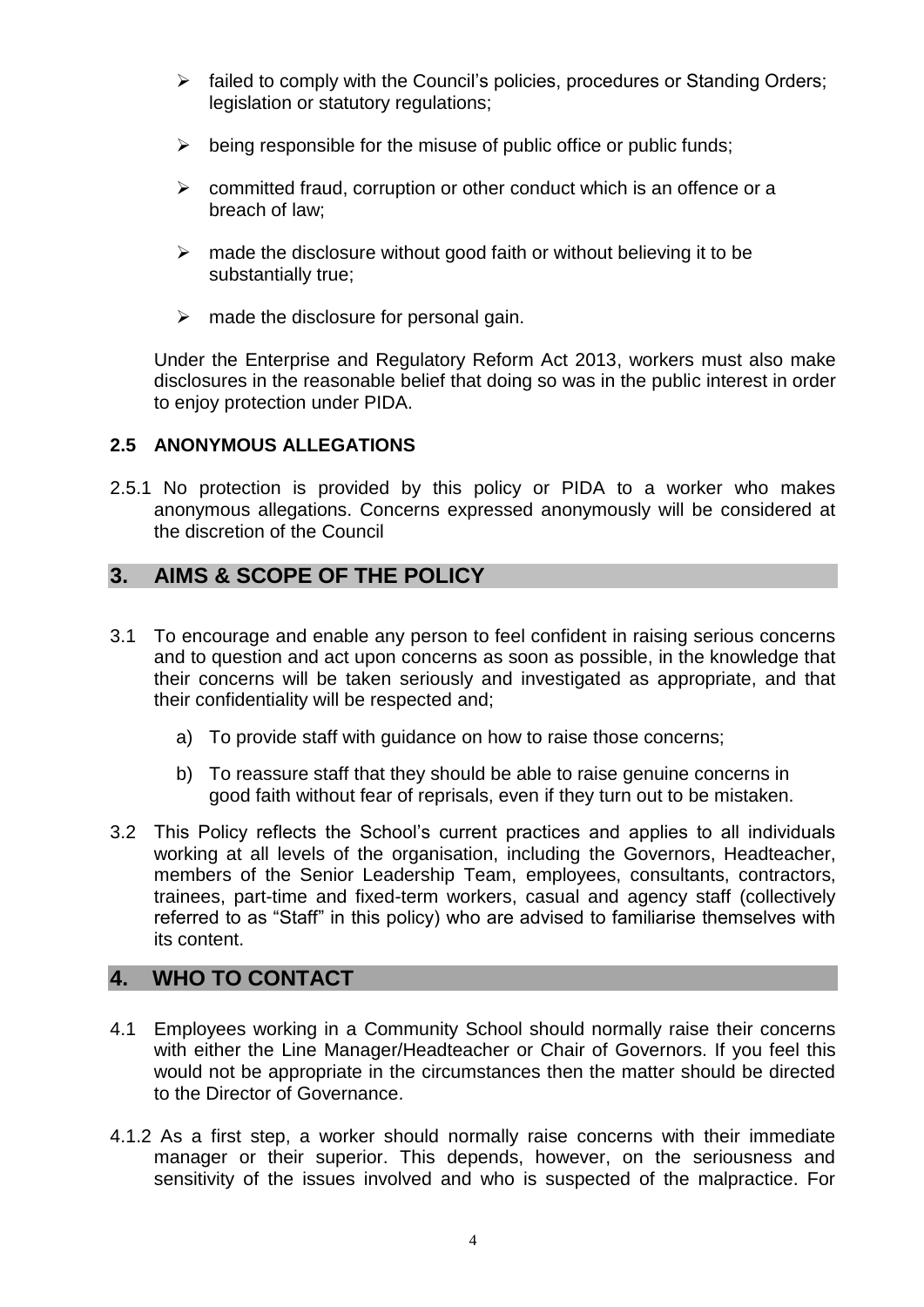- failed to comply with the Council's policies, procedures or Standing Orders; legislation or statutory regulations;
- being responsible for the misuse of public office or public funds;
- committed fraud, corruption or other conduct which is an offence or a breach of law;
- made the disclosure without good faith or without believing it to be substantially true;
- made the disclosure for personal gain.

Under the Enterprise and Regulatory Reform Act 2013, workers must also make disclosures in the reasonable belief that doing so was in the public interest in order to enjoy protection under PIDA.

### 2.5 ANONYMOUS ALLEGATIONS

2.5.1 No protection is provided by this policy or PIDA to a worker who makes anonymous allegations. Concerns expressed anonymously will be considered at the discretion of the Council

## 3. AIMS & SCOPE OF THE POLICY

3.1 To encourage and enable any person to feel confident in raising serious concerns and to question and act upon concerns as soon as possible, in the knowledge that their concerns will be taken seriously and investigated as appropriate, and that their confidentiality will be respected and;

a) To provide staff with guidance on how to raise those concerns;

b) To reassure staff that they should be able to raise genuine concerns in good faith without fear of reprisals, even if they turn out to be mistaken.

3.2 This Policy reflects the School's current practices and applies to all individuals working at all levels of the organisation, including the Governors, Headteacher, members of the Senior Leadership Team, employees, consultants, contractors, trainees, part-time and fixed-term workers, casual and agency staff (collectively referred to as "Staff" in this policy) who are advised to familiarise themselves with its content.

## 4. WHO TO CONTACT

4.1 Employees working in a Community School should normally raise their concerns with either the Line Manager/Headteacher or Chair of Governors. If you feel this would not be appropriate in the circumstances then the matter should be directed to the Director of Governance.

4.1.2 As a first step, a worker should normally raise concerns with their immediate manager or their superior. This depends, however, on the seriousness and sensitivity of the issues involved and who is suspected of the malpractice. For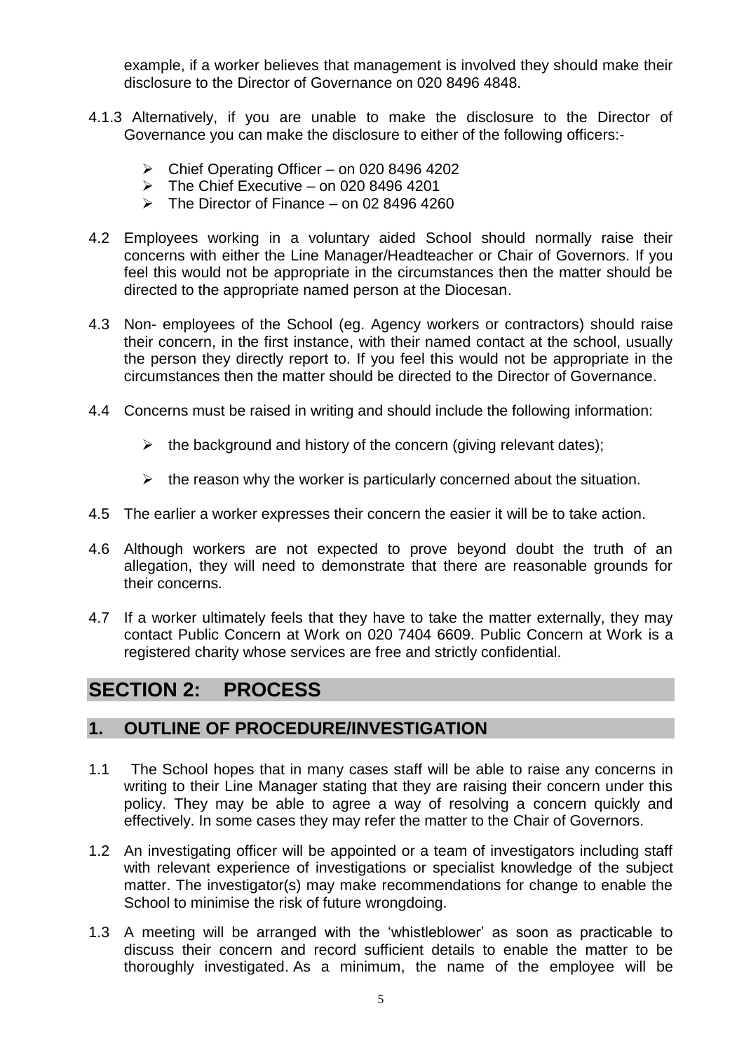example, if a worker believes that management is involved they should make their disclosure to the Director of Governance on 020 8496 4848.

4.1.3 Alternatively, if you are unable to make the disclosure to the Director of Governance you can make the disclosure to either of the following officers:-

- Chief Operating Officer – on 020 8496 4202
- The Chief Executive – on 020 8496 4201
- The Director of Finance – on 02 8496 4260

4.2 Employees working in a voluntary aided School should normally raise their concerns with either the Line Manager/Headteacher or Chair of Governors. If you feel this would not be appropriate in the circumstances then the matter should be directed to the appropriate named person at the Diocesan.

4.3 Non- employees of the School (eg. Agency workers or contractors) should raise their concern, in the first instance, with their named contact at the school, usually the person they directly report to. If you feel this would not be appropriate in the circumstances then the matter should be directed to the Director of Governance.

4.4 Concerns must be raised in writing and should include the following information:

- the background and history of the concern (giving relevant dates);
- the reason why the worker is particularly concerned about the situation.

4.5 The earlier a worker expresses their concern the easier it will be to take action.

4.6 Although workers are not expected to prove beyond doubt the truth of an allegation, they will need to demonstrate that there are reasonable grounds for their concerns.

4.7 If a worker ultimately feels that they have to take the matter externally, they may contact Public Concern at Work on 020 7404 6609. Public Concern at Work is a registered charity whose services are free and strictly confidential.

# SECTION 2: PROCESS

## 1. OUTLINE OF PROCEDURE/INVESTIGATION

1.1 The School hopes that in many cases staff will be able to raise any concerns in writing to their Line Manager stating that they are raising their concern under this policy. They may be able to agree a way of resolving a concern quickly and effectively. In some cases they may refer the matter to the Chair of Governors.

1.2 An investigating officer will be appointed or a team of investigators including staff with relevant experience of investigations or specialist knowledge of the subject matter. The investigator(s) may make recommendations for change to enable the School to minimise the risk of future wrongdoing.

1.3 A meeting will be arranged with the 'whistleblower' as soon as practicable to discuss their concern and record sufficient details to enable the matter to be thoroughly investigated. As a minimum, the name of the employee will be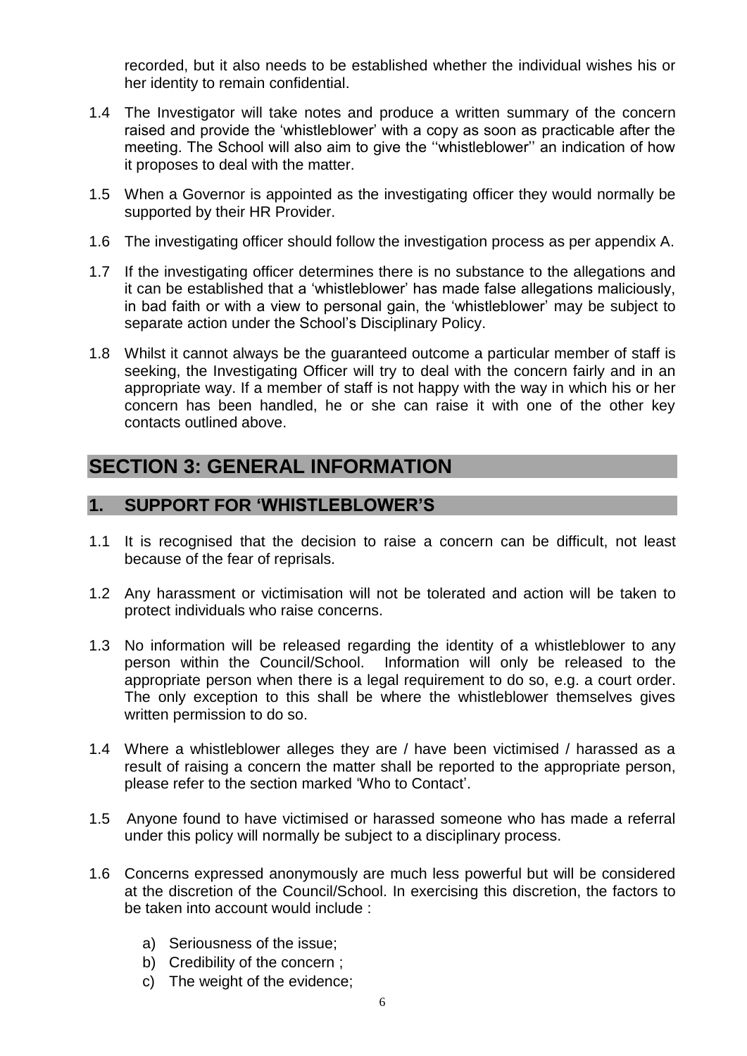recorded, but it also needs to be established whether the individual wishes his or her identity to remain confidential.

1.4 The Investigator will take notes and produce a written summary of the concern raised and provide the 'whistleblower' with a copy as soon as practicable after the meeting. The School will also aim to give the ''whistleblower'' an indication of how it proposes to deal with the matter.

1.5 When a Governor is appointed as the investigating officer they would normally be supported by their HR Provider.

1.6 The investigating officer should follow the investigation process as per appendix A.

1.7 If the investigating officer determines there is no substance to the allegations and it can be established that a 'whistleblower' has made false allegations maliciously, in bad faith or with a view to personal gain, the 'whistleblower' may be subject to separate action under the School's Disciplinary Policy.

1.8 Whilst it cannot always be the guaranteed outcome a particular member of staff is seeking, the Investigating Officer will try to deal with the concern fairly and in an appropriate way. If a member of staff is not happy with the way in which his or her concern has been handled, he or she can raise it with one of the other key contacts outlined above.

## SECTION 3: GENERAL INFORMATION

### 1. SUPPORT FOR 'WHISTLEBLOWER'S

1.1 It is recognised that the decision to raise a concern can be difficult, not least because of the fear of reprisals.

1.2 Any harassment or victimisation will not be tolerated and action will be taken to protect individuals who raise concerns.

1.3 No information will be released regarding the identity of a whistleblower to any person within the Council/School. Information will only be released to the appropriate person when there is a legal requirement to do so, e.g. a court order. The only exception to this shall be where the whistleblower themselves gives written permission to do so.

1.4 Where a whistleblower alleges they are / have been victimised / harassed as a result of raising a concern the matter shall be reported to the appropriate person, please refer to the section marked 'Who to Contact'.

1.5 Anyone found to have victimised or harassed someone who has made a referral under this policy will normally be subject to a disciplinary process.

1.6 Concerns expressed anonymously are much less powerful but will be considered at the discretion of the Council/School. In exercising this discretion, the factors to be taken into account would include :

   a) Seriousness of the issue;
   b) Credibility of the concern ;
   c) The weight of the evidence;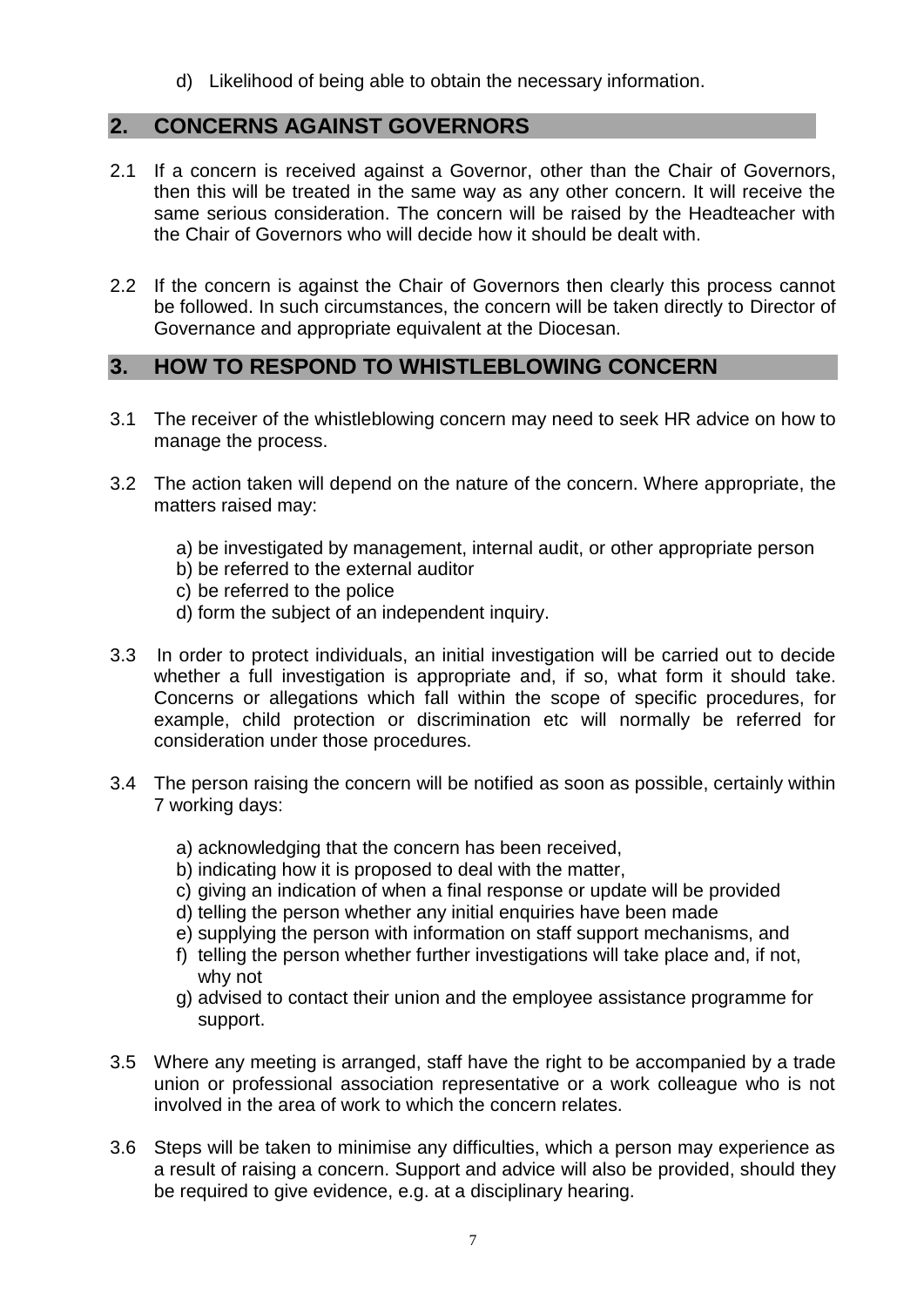d) Likelihood of being able to obtain the necessary information.

## 2. CONCERNS AGAINST GOVERNORS

2.1 If a concern is received against a Governor, other than the Chair of Governors, then this will be treated in the same way as any other concern. It will receive the same serious consideration. The concern will be raised by the Headteacher with the Chair of Governors who will decide how it should be dealt with.

2.2 If the concern is against the Chair of Governors then clearly this process cannot be followed. In such circumstances, the concern will be taken directly to Director of Governance and appropriate equivalent at the Diocesan.

## 3. HOW TO RESPOND TO WHISTLEBLOWING CONCERN

3.1 The receiver of the whistleblowing concern may need to seek HR advice on how to manage the process.

3.2 The action taken will depend on the nature of the concern. Where appropriate, the matters raised may:

a) be investigated by management, internal audit, or other appropriate person
b) be referred to the external auditor
c) be referred to the police
d) form the subject of an independent inquiry.

3.3 In order to protect individuals, an initial investigation will be carried out to decide whether a full investigation is appropriate and, if so, what form it should take. Concerns or allegations which fall within the scope of specific procedures, for example, child protection or discrimination etc will normally be referred for consideration under those procedures.

3.4 The person raising the concern will be notified as soon as possible, certainly within 7 working days:

a) acknowledging that the concern has been received,
b) indicating how it is proposed to deal with the matter,
c) giving an indication of when a final response or update will be provided
d) telling the person whether any initial enquiries have been made
e) supplying the person with information on staff support mechanisms, and
f) telling the person whether further investigations will take place and, if not, why not
g) advised to contact their union and the employee assistance programme for support.

3.5 Where any meeting is arranged, staff have the right to be accompanied by a trade union or professional association representative or a work colleague who is not involved in the area of work to which the concern relates.

3.6 Steps will be taken to minimise any difficulties, which a person may experience as a result of raising a concern. Support and advice will also be provided, should they be required to give evidence, e.g. at a disciplinary hearing.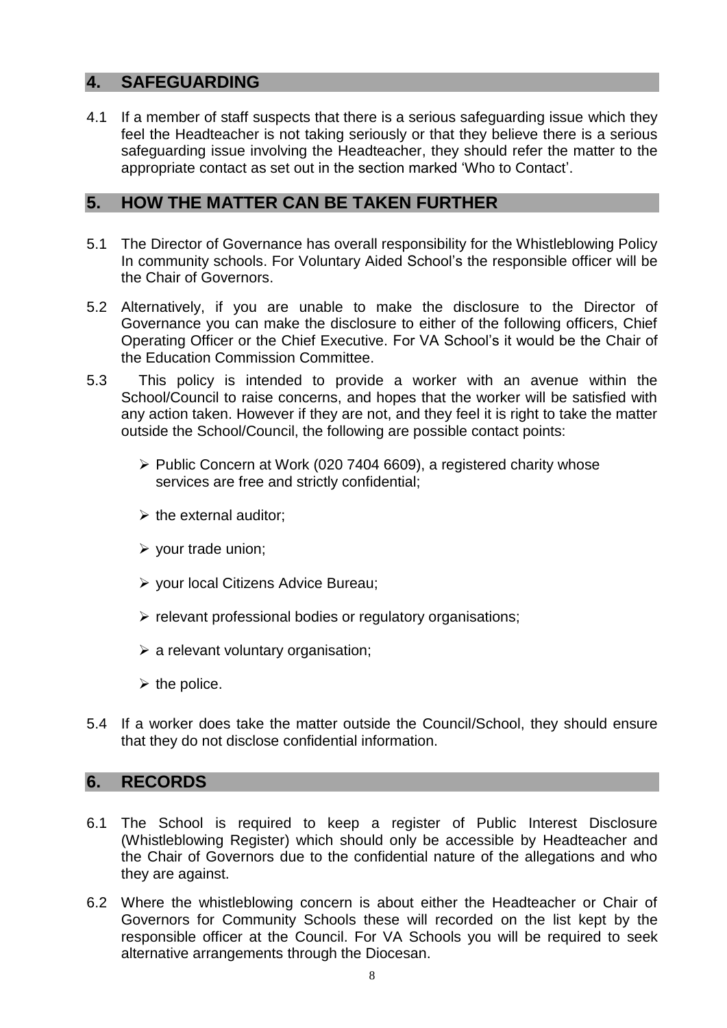## 4. SAFEGUARDING

4.1 If a member of staff suspects that there is a serious safeguarding issue which they feel the Headteacher is not taking seriously or that they believe there is a serious safeguarding issue involving the Headteacher, they should refer the matter to the appropriate contact as set out in the section marked 'Who to Contact'.

## 5. HOW THE MATTER CAN BE TAKEN FURTHER

5.1 The Director of Governance has overall responsibility for the Whistleblowing Policy In community schools. For Voluntary Aided School's the responsible officer will be the Chair of Governors.

5.2 Alternatively, if you are unable to make the disclosure to the Director of Governance you can make the disclosure to either of the following officers, Chief Operating Officer or the Chief Executive. For VA School's it would be the Chair of the Education Commission Committee.

5.3 This policy is intended to provide a worker with an avenue within the School/Council to raise concerns, and hopes that the worker will be satisfied with any action taken. However if they are not, and they feel it is right to take the matter outside the School/Council, the following are possible contact points:

- Public Concern at Work (020 7404 6609), a registered charity whose services are free and strictly confidential;
- the external auditor;
- your trade union;
- your local Citizens Advice Bureau;
- relevant professional bodies or regulatory organisations;
- a relevant voluntary organisation;
- the police.

5.4 If a worker does take the matter outside the Council/School, they should ensure that they do not disclose confidential information.

## 6. RECORDS

6.1 The School is required to keep a register of Public Interest Disclosure (Whistleblowing Register) which should only be accessible by Headteacher and the Chair of Governors due to the confidential nature of the allegations and who they are against.

6.2 Where the whistleblowing concern is about either the Headteacher or Chair of Governors for Community Schools these will recorded on the list kept by the responsible officer at the Council. For VA Schools you will be required to seek alternative arrangements through the Diocesan.